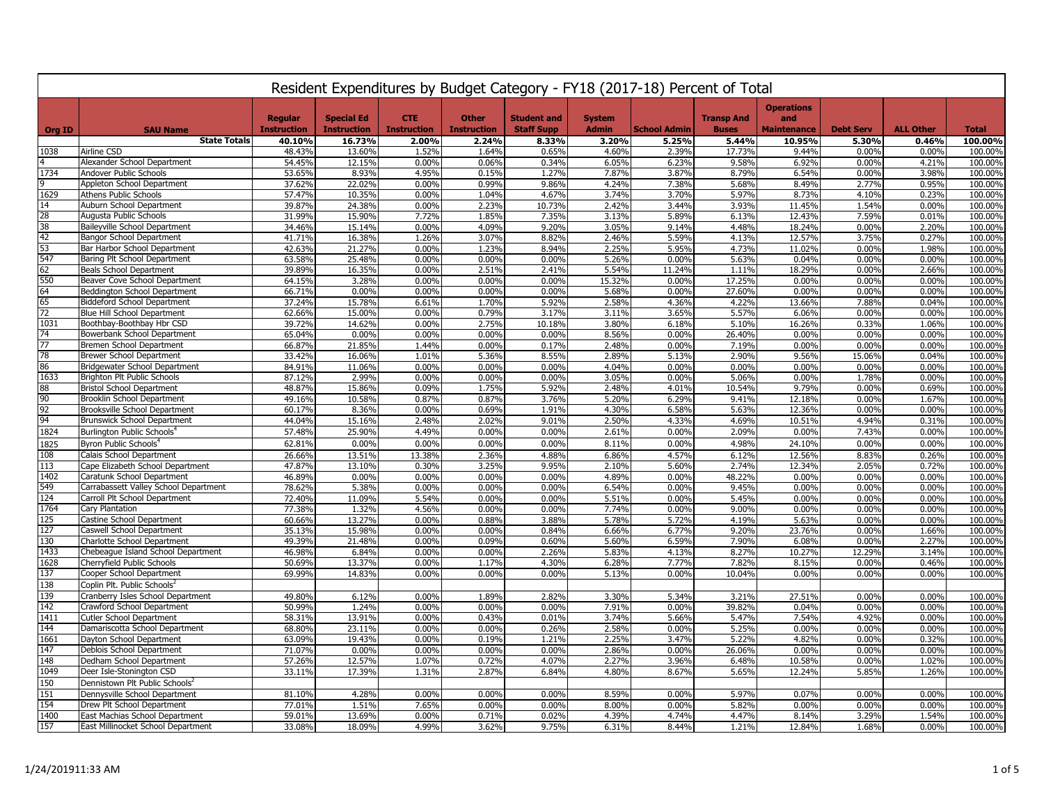# Resident Expenditures by Budget Category - FY18 (2017-18) Percent of Total

| Org ID | SAU Name | Regular Instruction | Special Ed Instruction | CTE Instruction | Other Instruction | Student and Staff Supp | System Admin | School Admin | Transp And Buses | Operations and Maintenance | Debt Serv | ALL Other | Total |
|---|---|---|---|---|---|---|---|---|---|---|---|---|---|
| | **State Totals** | **40.10%** | **16.73%** | **2.00%** | **2.24%** | **8.33%** | **3.20%** | **5.25%** | **5.44%** | **10.95%** | **5.30%** | **0.46%** | **100.00%** |
| 1038 | Airline CSD | 48.43% | 13.60% | 1.52% | 1.64% | 0.65% | 4.60% | 2.39% | 17.73% | 9.44% | 0.00% | 0.00% | 100.00% |
| 4 | Alexander School Department | 54.45% | 12.15% | 0.00% | 0.06% | 0.34% | 6.05% | 6.23% | 9.58% | 6.92% | 0.00% | 4.21% | 100.00% |
| 1734 | Andover Public Schools | 53.65% | 8.93% | 4.95% | 0.15% | 1.27% | 7.87% | 3.87% | 8.79% | 6.54% | 0.00% | 3.98% | 100.00% |
| 9 | Appleton School Department | 37.62% | 22.02% | 0.00% | 0.99% | 9.86% | 4.24% | 7.38% | 5.68% | 8.49% | 2.77% | 0.95% | 100.00% |
| 1629 | Athens Public Schools | 57.47% | 10.35% | 0.00% | 1.04% | 4.67% | 3.74% | 3.70% | 5.97% | 8.73% | 4.10% | 0.23% | 100.00% |
| 14 | Auburn School Department | 39.87% | 24.38% | 0.00% | 2.23% | 10.73% | 2.42% | 3.44% | 3.93% | 11.45% | 1.54% | 0.00% | 100.00% |
| 28 | Augusta Public Schools | 31.99% | 15.90% | 7.72% | 1.85% | 7.35% | 3.13% | 5.89% | 6.13% | 12.43% | 7.59% | 0.01% | 100.00% |
| 38 | Baileyville School Department | 34.46% | 15.14% | 0.00% | 4.09% | 9.20% | 3.05% | 9.14% | 4.48% | 18.24% | 0.00% | 2.20% | 100.00% |
| 42 | Bangor School Department | 41.71% | 16.38% | 1.26% | 3.07% | 8.82% | 2.46% | 5.59% | 4.13% | 12.57% | 3.75% | 0.27% | 100.00% |
| 53 | Bar Harbor School Department | 42.63% | 21.27% | 0.00% | 1.23% | 8.94% | 2.25% | 5.95% | 4.73% | 11.02% | 0.00% | 1.98% | 100.00% |
| 547 | Baring Plt School Department | 63.58% | 25.48% | 0.00% | 0.00% | 0.00% | 5.26% | 0.00% | 5.63% | 0.04% | 0.00% | 0.00% | 100.00% |
| 62 | Beals School Department | 39.89% | 16.35% | 0.00% | 2.51% | 2.41% | 5.54% | 11.24% | 1.11% | 18.29% | 0.00% | 2.66% | 100.00% |
| 550 | Beaver Cove School Department | 64.15% | 3.28% | 0.00% | 0.00% | 0.00% | 15.32% | 0.00% | 17.25% | 0.00% | 0.00% | 0.00% | 100.00% |
| 64 | Beddington School Department | 66.71% | 0.00% | 0.00% | 0.00% | 0.00% | 5.68% | 0.00% | 27.60% | 0.00% | 0.00% | 0.00% | 100.00% |
| 65 | Biddeford School Department | 37.24% | 15.78% | 6.61% | 1.70% | 5.92% | 2.58% | 4.36% | 4.22% | 13.66% | 7.88% | 0.04% | 100.00% |
| 72 | Blue Hill School Department | 62.66% | 15.00% | 0.00% | 0.79% | 3.17% | 3.11% | 3.65% | 5.57% | 6.06% | 0.00% | 0.00% | 100.00% |
| 1031 | Boothbay-Boothbay Hbr CSD | 39.72% | 14.62% | 0.00% | 2.75% | 10.18% | 3.80% | 6.18% | 5.10% | 16.26% | 0.33% | 1.06% | 100.00% |
| 74 | Bowerbank School Department | 65.04% | 0.00% | 0.00% | 0.00% | 0.00% | 8.56% | 0.00% | 26.40% | 0.00% | 0.00% | 0.00% | 100.00% |
| 77 | Bremen School Department | 66.87% | 21.85% | 1.44% | 0.00% | 0.17% | 2.48% | 0.00% | 7.19% | 0.00% | 0.00% | 0.00% | 100.00% |
| 78 | Brewer School Department | 33.42% | 16.06% | 1.01% | 5.36% | 8.55% | 2.89% | 5.13% | 2.90% | 9.56% | 15.06% | 0.04% | 100.00% |
| 86 | Bridgewater School Department | 84.91% | 11.06% | 0.00% | 0.00% | 0.00% | 4.04% | 0.00% | 0.00% | 0.00% | 0.00% | 0.00% | 100.00% |
| 1633 | Brighton Plt Public Schools | 87.12% | 2.99% | 0.00% | 0.00% | 0.00% | 3.05% | 0.00% | 5.06% | 0.00% | 1.78% | 0.00% | 100.00% |
| 88 | Bristol School Department | 48.87% | 15.86% | 0.09% | 1.75% | 5.92% | 2.48% | 4.01% | 10.54% | 9.79% | 0.00% | 0.69% | 100.00% |
| 90 | Brooklin School Department | 49.16% | 10.58% | 0.87% | 0.87% | 3.76% | 5.20% | 6.29% | 9.41% | 12.18% | 0.00% | 1.67% | 100.00% |
| 92 | Brooksville School Department | 60.17% | 8.36% | 0.00% | 0.69% | 1.91% | 4.30% | 6.58% | 5.63% | 12.36% | 0.00% | 0.00% | 100.00% |
| 94 | Brunswick School Department | 44.04% | 15.16% | 2.48% | 2.02% | 9.01% | 2.50% | 4.33% | 4.69% | 10.51% | 4.94% | 0.31% | 100.00% |
| 1824 | Burlington Public Schools[4] | 57.48% | 25.90% | 4.49% | 0.00% | 0.00% | 2.61% | 0.00% | 2.09% | 0.00% | 7.43% | 0.00% | 100.00% |
| 1825 | Byron Public Schools[4] | 62.81% | 0.00% | 0.00% | 0.00% | 0.00% | 8.11% | 0.00% | 4.98% | 24.10% | 0.00% | 0.00% | 100.00% |
| 108 | Calais School Department | 26.66% | 13.51% | 13.38% | 2.36% | 4.88% | 6.86% | 4.57% | 6.12% | 12.56% | 8.83% | 0.26% | 100.00% |
| 113 | Cape Elizabeth School Department | 47.87% | 13.10% | 0.30% | 3.25% | 9.95% | 2.10% | 5.60% | 2.74% | 12.34% | 2.05% | 0.72% | 100.00% |
| 1402 | Caratunk School Department | 46.89% | 0.00% | 0.00% | 0.00% | 0.00% | 4.89% | 0.00% | 48.22% | 0.00% | 0.00% | 0.00% | 100.00% |
| 549 | Carrabassett Valley School Department | 78.62% | 5.38% | 0.00% | 0.00% | 0.00% | 6.54% | 0.00% | 9.45% | 0.00% | 0.00% | 0.00% | 100.00% |
| 124 | Carroll Plt School Department | 72.40% | 11.09% | 5.54% | 0.00% | 0.00% | 5.51% | 0.00% | 5.45% | 0.00% | 0.00% | 0.00% | 100.00% |
| 1764 | Cary Plantation | 77.38% | 1.32% | 4.56% | 0.00% | 0.00% | 7.74% | 0.00% | 9.00% | 0.00% | 0.00% | 0.00% | 100.00% |
| 125 | Castine School Department | 60.66% | 13.27% | 0.00% | 0.88% | 3.88% | 5.78% | 5.72% | 4.19% | 5.63% | 0.00% | 0.00% | 100.00% |
| 127 | Caswell School Department | 35.13% | 15.98% | 0.00% | 0.00% | 0.84% | 6.66% | 6.77% | 9.20% | 23.76% | 0.00% | 1.66% | 100.00% |
| 130 | Charlotte School Department | 49.39% | 21.48% | 0.00% | 0.09% | 0.60% | 5.60% | 6.59% | 7.90% | 6.08% | 0.00% | 2.27% | 100.00% |
| 1433 | Chebeague Island School Department | 46.98% | 6.84% | 0.00% | 0.00% | 2.26% | 5.83% | 4.13% | 8.27% | 10.27% | 12.29% | 3.14% | 100.00% |
| 1628 | Cherryfield Public Schools | 50.69% | 13.37% | 0.00% | 1.17% | 4.30% | 6.28% | 7.77% | 7.82% | 8.15% | 0.00% | 0.46% | 100.00% |
| 137 | Cooper School Department | 69.99% | 14.83% | 0.00% | 0.00% | 0.00% | 5.13% | 0.00% | 10.04% | 0.00% | 0.00% | 0.00% | 100.00% |
| 138 | Coplin Plt. Public Schools[2] | | | | | | | | | | | | |
| 139 | Cranberry Isles School Department | 49.80% | 6.12% | 0.00% | 1.89% | 2.82% | 3.30% | 5.34% | 3.21% | 27.51% | 0.00% | 0.00% | 100.00% |
| 142 | Crawford School Department | 50.99% | 1.24% | 0.00% | 0.00% | 0.00% | 7.91% | 0.00% | 39.82% | 0.04% | 0.00% | 0.00% | 100.00% |
| 1411 | Cutler School Department | 58.31% | 13.91% | 0.00% | 0.43% | 0.01% | 3.74% | 5.66% | 5.47% | 7.54% | 4.92% | 0.00% | 100.00% |
| 144 | Damariscotta School Department | 68.80% | 23.11% | 0.00% | 0.00% | 0.26% | 2.58% | 0.00% | 5.25% | 0.00% | 0.00% | 0.00% | 100.00% |
| 1661 | Dayton School Department | 63.09% | 19.43% | 0.00% | 0.19% | 1.21% | 2.25% | 3.47% | 5.22% | 4.82% | 0.00% | 0.32% | 100.00% |
| 147 | Deblois School Department | 71.07% | 0.00% | 0.00% | 0.00% | 0.00% | 2.86% | 0.00% | 26.06% | 0.00% | 0.00% | 0.00% | 100.00% |
| 148 | Dedham School Department | 57.26% | 12.57% | 1.07% | 0.72% | 4.07% | 2.27% | 3.96% | 6.48% | 10.58% | 0.00% | 1.02% | 100.00% |
| 1049 | Deer Isle-Stonington CSD | 33.11% | 17.39% | 1.31% | 2.87% | 6.84% | 4.80% | 8.67% | 5.65% | 12.24% | 5.85% | 1.26% | 100.00% |
| 150 | Dennistown Plt Public Schools[2] | | | | | | | | | | | | |
| 151 | Dennysville School Department | 81.10% | 4.28% | 0.00% | 0.00% | 0.00% | 8.59% | 0.00% | 5.97% | 0.07% | 0.00% | 0.00% | 100.00% |
| 154 | Drew Plt School Department | 77.01% | 1.51% | 7.65% | 0.00% | 0.00% | 8.00% | 0.00% | 5.82% | 0.00% | 0.00% | 0.00% | 100.00% |
| 1400 | East Machias School Department | 59.01% | 13.69% | 0.00% | 0.71% | 0.02% | 4.39% | 4.74% | 4.47% | 8.14% | 3.29% | 1.54% | 100.00% |
| 157 | East Millinocket School Department | 33.08% | 18.09% | 4.99% | 3.62% | 9.75% | 6.31% | 8.44% | 1.21% | 12.84% | 1.68% | 0.00% | 100.00% |

1/24/2019 11:33 AM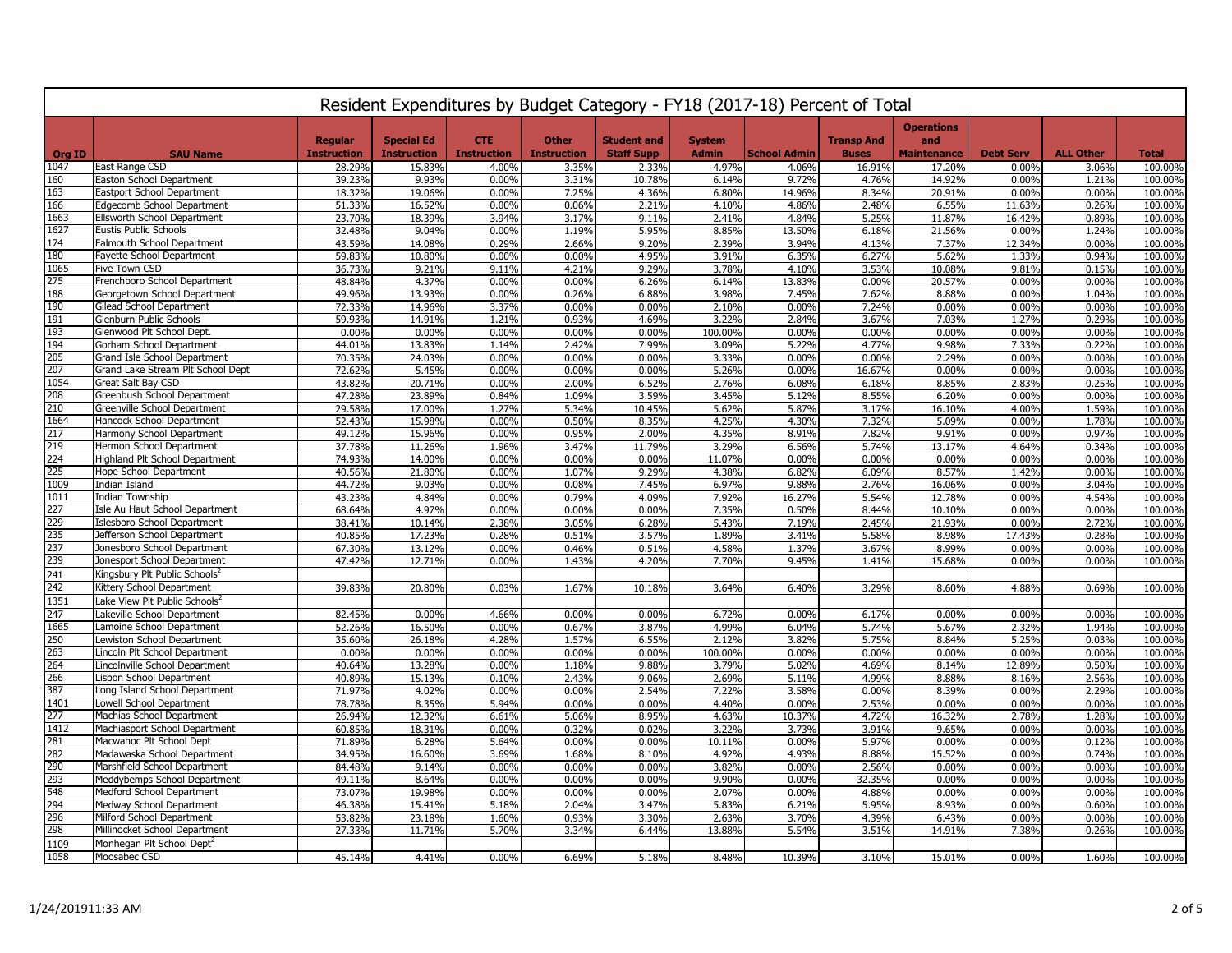# Resident Expenditures by Budget Category - FY18 (2017-18) Percent of Total

| Org ID | SAU Name | Regular Instruction | Special Ed Instruction | CTE Instruction | Other Instruction | Student and Staff Supp | System Admin | School Admin | Transp And Buses | Operations and Maintenance | Debt Serv | ALL Other | Total |
|---|---|---|---|---|---|---|---|---|---|---|---|---|---|
| 1047 | East Range CSD | 28.29% | 15.83% | 4.00% | 3.35% | 2.33% | 4.97% | 4.06% | 16.91% | 17.20% | 0.00% | 3.06% | 100.00% |
| 160 | Easton School Department | 39.23% | 9.93% | 0.00% | 3.31% | 10.78% | 6.14% | 9.72% | 4.76% | 14.92% | 0.00% | 1.21% | 100.00% |
| 163 | Eastport School Department | 18.32% | 19.06% | 0.00% | 7.25% | 4.36% | 6.80% | 14.96% | 8.34% | 20.91% | 0.00% | 0.00% | 100.00% |
| 166 | Edgecomb School Department | 51.33% | 16.52% | 0.00% | 0.06% | 2.21% | 4.10% | 4.86% | 2.48% | 6.55% | 11.63% | 0.26% | 100.00% |
| 1663 | Ellsworth School Department | 23.70% | 18.39% | 3.94% | 3.17% | 9.11% | 2.41% | 4.84% | 5.25% | 11.87% | 16.42% | 0.89% | 100.00% |
| 1627 | Eustis Public Schools | 32.48% | 9.04% | 0.00% | 1.19% | 5.95% | 8.85% | 13.50% | 6.18% | 21.56% | 0.00% | 1.24% | 100.00% |
| 174 | Falmouth School Department | 43.59% | 14.08% | 0.29% | 2.66% | 9.20% | 2.39% | 3.94% | 4.13% | 7.37% | 12.34% | 0.00% | 100.00% |
| 180 | Fayette School Department | 59.83% | 10.80% | 0.00% | 0.00% | 4.95% | 3.91% | 6.35% | 6.27% | 5.62% | 1.33% | 0.94% | 100.00% |
| 1065 | Five Town CSD | 36.73% | 9.21% | 9.11% | 4.21% | 9.29% | 3.78% | 4.10% | 3.53% | 10.08% | 9.81% | 0.15% | 100.00% |
| 275 | Frenchboro School Department | 48.84% | 4.37% | 0.00% | 0.00% | 6.26% | 6.14% | 13.83% | 0.00% | 20.57% | 0.00% | 0.00% | 100.00% |
| 188 | Georgetown School Department | 49.96% | 13.93% | 0.00% | 0.26% | 6.88% | 3.98% | 7.45% | 7.62% | 8.88% | 0.00% | 1.04% | 100.00% |
| 190 | Gilead School Department | 72.33% | 14.96% | 3.37% | 0.00% | 0.00% | 2.10% | 0.00% | 7.24% | 0.00% | 0.00% | 0.00% | 100.00% |
| 191 | Glenburn Public Schools | 59.93% | 14.91% | 1.21% | 0.93% | 4.69% | 3.22% | 2.84% | 3.67% | 7.03% | 1.27% | 0.29% | 100.00% |
| 193 | Glenwood Plt School Dept. | 0.00% | 0.00% | 0.00% | 0.00% | 0.00% | 100.00% | 0.00% | 0.00% | 0.00% | 0.00% | 0.00% | 100.00% |
| 194 | Gorham School Department | 44.01% | 13.83% | 1.14% | 2.42% | 7.99% | 3.09% | 5.22% | 4.77% | 9.98% | 7.33% | 0.22% | 100.00% |
| 205 | Grand Isle School Department | 70.35% | 24.03% | 0.00% | 0.00% | 0.00% | 3.33% | 0.00% | 0.00% | 2.29% | 0.00% | 0.00% | 100.00% |
| 207 | Grand Lake Stream Plt School Dept | 72.62% | 5.45% | 0.00% | 0.00% | 0.00% | 5.26% | 0.00% | 16.67% | 0.00% | 0.00% | 0.00% | 100.00% |
| 1054 | Great Salt Bay CSD | 43.82% | 20.71% | 0.00% | 2.00% | 6.52% | 2.76% | 6.08% | 6.18% | 8.85% | 2.83% | 0.25% | 100.00% |
| 208 | Greenbush School Department | 47.28% | 23.89% | 0.84% | 1.09% | 3.59% | 3.45% | 5.12% | 8.55% | 6.20% | 0.00% | 0.00% | 100.00% |
| 210 | Greenville School Department | 29.58% | 17.00% | 1.27% | 5.34% | 10.45% | 5.62% | 5.87% | 3.17% | 16.10% | 4.00% | 1.59% | 100.00% |
| 1664 | Hancock School Department | 52.43% | 15.98% | 0.00% | 0.50% | 8.35% | 4.25% | 4.30% | 7.32% | 5.09% | 0.00% | 1.78% | 100.00% |
| 217 | Harmony School Department | 49.12% | 15.96% | 0.00% | 0.95% | 2.00% | 4.35% | 8.91% | 7.82% | 9.91% | 0.00% | 0.97% | 100.00% |
| 219 | Hermon School Department | 37.78% | 11.26% | 1.96% | 3.47% | 11.79% | 3.29% | 6.56% | 5.74% | 13.17% | 4.64% | 0.34% | 100.00% |
| 224 | Highland Plt School Department | 74.93% | 14.00% | 0.00% | 0.00% | 0.00% | 11.07% | 0.00% | 0.00% | 0.00% | 0.00% | 0.00% | 100.00% |
| 225 | Hope School Department | 40.56% | 21.80% | 0.00% | 1.07% | 9.29% | 4.38% | 6.82% | 6.09% | 8.57% | 1.42% | 0.00% | 100.00% |
| 1009 | Indian Island | 44.72% | 9.03% | 0.00% | 0.08% | 7.45% | 6.97% | 9.88% | 2.76% | 16.06% | 0.00% | 3.04% | 100.00% |
| 1011 | Indian Township | 43.23% | 4.84% | 0.00% | 0.79% | 4.09% | 7.92% | 16.27% | 5.54% | 12.78% | 0.00% | 4.54% | 100.00% |
| 227 | Isle Au Haut School Department | 68.64% | 4.97% | 0.00% | 0.00% | 0.00% | 7.35% | 0.50% | 8.44% | 10.10% | 0.00% | 0.00% | 100.00% |
| 229 | Islesboro School Department | 38.41% | 10.14% | 2.38% | 3.05% | 6.28% | 5.43% | 7.19% | 2.45% | 21.93% | 0.00% | 2.72% | 100.00% |
| 235 | Jefferson School Department | 40.85% | 17.23% | 0.28% | 0.51% | 3.57% | 1.89% | 3.41% | 5.58% | 8.98% | 17.43% | 0.28% | 100.00% |
| 237 | Jonesboro School Department | 67.30% | 13.12% | 0.00% | 0.46% | 0.51% | 4.58% | 1.37% | 3.67% | 8.99% | 0.00% | 0.00% | 100.00% |
| 239 | Jonesport School Department | 47.42% | 12.71% | 0.00% | 1.43% | 4.20% | 7.70% | 9.45% | 1.41% | 15.68% | 0.00% | 0.00% | 100.00% |
| 241 | Kingsbury Plt Public Schools[2] | | | | | | | | | | | | |
| 242 | Kittery School Department | 39.83% | 20.80% | 0.03% | 1.67% | 10.18% | 3.64% | 6.40% | 3.29% | 8.60% | 4.88% | 0.69% | 100.00% |
| 1351 | Lake View Plt Public Schools[2] | | | | | | | | | | | | |
| 247 | Lakeville School Department | 82.45% | 0.00% | 4.66% | 0.00% | 0.00% | 6.72% | 0.00% | 6.17% | 0.00% | 0.00% | 0.00% | 100.00% |
| 1665 | Lamoine School Department | 52.26% | 16.50% | 0.00% | 0.67% | 3.87% | 4.99% | 6.04% | 5.74% | 5.67% | 2.32% | 1.94% | 100.00% |
| 250 | Lewiston School Department | 35.60% | 26.18% | 4.28% | 1.57% | 6.55% | 2.12% | 3.82% | 5.75% | 8.84% | 5.25% | 0.03% | 100.00% |
| 263 | Lincoln Plt School Department | 0.00% | 0.00% | 0.00% | 0.00% | 0.00% | 100.00% | 0.00% | 0.00% | 0.00% | 0.00% | 0.00% | 100.00% |
| 264 | Lincolnville School Department | 40.64% | 13.28% | 0.00% | 1.18% | 9.88% | 3.79% | 5.02% | 4.69% | 8.14% | 12.89% | 0.50% | 100.00% |
| 266 | Lisbon School Department | 40.89% | 15.13% | 0.10% | 2.43% | 9.06% | 2.69% | 5.11% | 4.99% | 8.88% | 8.16% | 2.56% | 100.00% |
| 387 | Long Island School Department | 71.97% | 4.02% | 0.00% | 0.00% | 2.54% | 7.22% | 3.58% | 0.00% | 8.39% | 0.00% | 2.29% | 100.00% |
| 1401 | Lowell School Department | 78.78% | 8.35% | 5.94% | 0.00% | 0.00% | 4.40% | 0.00% | 2.53% | 0.00% | 0.00% | 0.00% | 100.00% |
| 277 | Machias School Department | 26.94% | 12.32% | 6.61% | 5.06% | 8.95% | 4.63% | 10.37% | 4.72% | 16.32% | 2.78% | 1.28% | 100.00% |
| 1412 | Machiasport School Department | 60.85% | 18.31% | 0.00% | 0.32% | 0.02% | 3.22% | 3.73% | 3.91% | 9.65% | 0.00% | 0.00% | 100.00% |
| 281 | Macwahoc Plt School Dept | 71.89% | 6.28% | 5.64% | 0.00% | 0.00% | 10.11% | 0.00% | 5.97% | 0.00% | 0.00% | 0.12% | 100.00% |
| 282 | Madawaska School Department | 34.95% | 16.60% | 3.69% | 1.68% | 8.10% | 4.92% | 4.93% | 8.88% | 15.52% | 0.00% | 0.74% | 100.00% |
| 290 | Marshfield School Department | 84.48% | 9.14% | 0.00% | 0.00% | 0.00% | 3.82% | 0.00% | 2.56% | 0.00% | 0.00% | 0.00% | 100.00% |
| 293 | Meddybemps School Department | 49.11% | 8.64% | 0.00% | 0.00% | 0.00% | 9.90% | 0.00% | 32.35% | 0.00% | 0.00% | 0.00% | 100.00% |
| 548 | Medford School Department | 73.07% | 19.98% | 0.00% | 0.00% | 0.00% | 2.07% | 0.00% | 4.88% | 0.00% | 0.00% | 0.00% | 100.00% |
| 294 | Medway School Department | 46.38% | 15.41% | 5.18% | 2.04% | 3.47% | 5.83% | 6.21% | 5.95% | 8.93% | 0.00% | 0.60% | 100.00% |
| 296 | Milford School Department | 53.82% | 23.18% | 1.60% | 0.93% | 3.30% | 2.63% | 3.70% | 4.39% | 6.43% | 0.00% | 0.00% | 100.00% |
| 298 | Millinocket School Department | 27.33% | 11.71% | 5.70% | 3.34% | 6.44% | 13.88% | 5.54% | 3.51% | 14.91% | 7.38% | 0.26% | 100.00% |
| 1109 | Monhegan Plt School Dept[2] | | | | | | | | | | | | |
| 1058 | Moosabec CSD | 45.14% | 4.41% | 0.00% | 6.69% | 5.18% | 8.48% | 10.39% | 3.10% | 15.01% | 0.00% | 1.60% | 100.00% |

1/24/201911:33 AM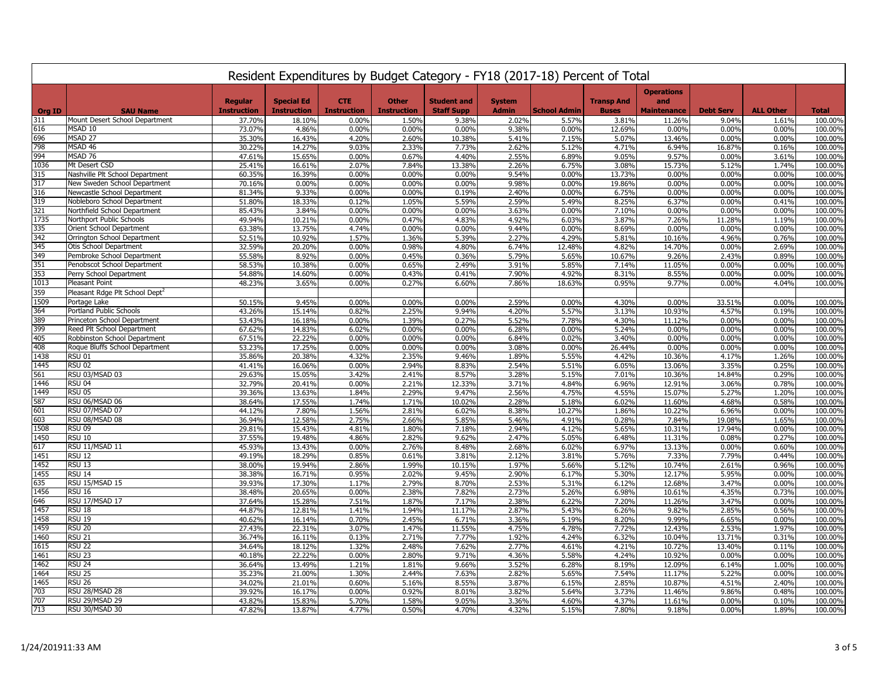# Resident Expenditures by Budget Category - FY18 (2017-18) Percent of Total

| Org ID | SAU Name | Regular Instruction | Special Ed Instruction | CTE Instruction | Other Instruction | Student and Staff Supp | System Admin | School Admin | Transp And Buses | Operations and Maintenance | Debt Serv | ALL Other | Total |
|---|---|---|---|---|---|---|---|---|---|---|---|---|---|
| 311 | Mount Desert School Department | 37.70% | 18.10% | 0.00% | 1.50% | 9.38% | 2.02% | 5.57% | 3.81% | 11.26% | 9.04% | 1.61% | 100.00% |
| 616 | MSAD 10 | 73.07% | 4.86% | 0.00% | 0.00% | 0.00% | 9.38% | 0.00% | 12.69% | 0.00% | 0.00% | 0.00% | 100.00% |
| 696 | MSAD 27 | 35.30% | 16.43% | 4.20% | 2.60% | 10.38% | 5.41% | 7.15% | 5.07% | 13.46% | 0.00% | 0.00% | 100.00% |
| 798 | MSAD 46 | 30.22% | 14.27% | 9.03% | 2.33% | 7.73% | 2.62% | 5.12% | 4.71% | 6.94% | 16.87% | 0.16% | 100.00% |
| 994 | MSAD 76 | 47.61% | 15.65% | 0.00% | 0.67% | 4.40% | 2.55% | 6.89% | 9.05% | 9.57% | 0.00% | 3.61% | 100.00% |
| 1036 | Mt Desert CSD | 25.41% | 16.61% | 2.07% | 7.84% | 13.38% | 2.26% | 6.75% | 3.08% | 15.73% | 5.12% | 1.74% | 100.00% |
| 315 | Nashville Plt School Department | 60.35% | 16.39% | 0.00% | 0.00% | 0.00% | 9.54% | 0.00% | 13.73% | 0.00% | 0.00% | 0.00% | 100.00% |
| 317 | New Sweden School Department | 70.16% | 0.00% | 0.00% | 0.00% | 0.00% | 9.98% | 0.00% | 19.86% | 0.00% | 0.00% | 0.00% | 100.00% |
| 316 | Newcastle School Department | 81.34% | 9.33% | 0.00% | 0.00% | 0.19% | 2.40% | 0.00% | 6.75% | 0.00% | 0.00% | 0.00% | 100.00% |
| 319 | Nobleboro School Department | 51.80% | 18.33% | 0.12% | 1.05% | 5.59% | 2.59% | 5.49% | 8.25% | 6.37% | 0.00% | 0.41% | 100.00% |
| 321 | Northfield School Department | 85.43% | 3.84% | 0.00% | 0.00% | 0.00% | 3.63% | 0.00% | 7.10% | 0.00% | 0.00% | 0.00% | 100.00% |
| 1735 | Northport Public Schools | 49.94% | 10.21% | 0.00% | 0.47% | 4.83% | 4.92% | 6.03% | 3.87% | 7.26% | 11.28% | 1.19% | 100.00% |
| 335 | Orient School Department | 63.38% | 13.75% | 4.74% | 0.00% | 0.00% | 9.44% | 0.00% | 8.69% | 0.00% | 0.00% | 0.00% | 100.00% |
| 342 | Orrington School Department | 52.51% | 10.92% | 1.57% | 1.36% | 5.39% | 2.27% | 4.29% | 5.81% | 10.16% | 4.96% | 0.76% | 100.00% |
| 345 | Otis School Department | 32.59% | 20.20% | 0.00% | 0.98% | 4.80% | 6.74% | 12.48% | 4.82% | 14.70% | 0.00% | 2.69% | 100.00% |
| 349 | Pembroke School Department | 55.58% | 8.92% | 0.00% | 0.45% | 0.36% | 5.79% | 5.65% | 10.67% | 9.26% | 2.43% | 0.89% | 100.00% |
| 351 | Penobscot School Department | 58.53% | 10.38% | 0.00% | 0.65% | 2.49% | 3.91% | 5.85% | 7.14% | 11.05% | 0.00% | 0.00% | 100.00% |
| 353 | Perry School Department | 54.88% | 14.60% | 0.00% | 0.43% | 0.41% | 7.90% | 4.92% | 8.31% | 8.55% | 0.00% | 0.00% | 100.00% |
| 1013 | Pleasant Point | 48.23% | 3.65% | 0.00% | 0.27% | 6.60% | 7.86% | 18.63% | 0.95% | 9.77% | 0.00% | 4.04% | 100.00% |
| 359 | Pleasant Rdge Plt School Dept[2] | | | | | | | | | | | | |
| 1509 | Portage Lake | 50.15% | 9.45% | 0.00% | 0.00% | 0.00% | 2.59% | 0.00% | 4.30% | 0.00% | 33.51% | 0.00% | 100.00% |
| 364 | Portland Public Schools | 43.26% | 15.14% | 0.82% | 2.25% | 9.94% | 4.20% | 5.57% | 3.13% | 10.93% | 4.57% | 0.19% | 100.00% |
| 389 | Princeton School Department | 53.43% | 16.18% | 0.00% | 1.39% | 0.27% | 5.52% | 7.78% | 4.30% | 11.12% | 0.00% | 0.00% | 100.00% |
| 399 | Reed Plt School Department | 67.62% | 14.83% | 6.02% | 0.00% | 0.00% | 6.28% | 0.00% | 5.24% | 0.00% | 0.00% | 0.00% | 100.00% |
| 405 | Robbinston School Department | 67.51% | 22.22% | 0.00% | 0.00% | 0.00% | 6.84% | 0.02% | 3.40% | 0.00% | 0.00% | 0.00% | 100.00% |
| 408 | Roque Bluffs School Department | 53.23% | 17.25% | 0.00% | 0.00% | 0.00% | 3.08% | 0.00% | 26.44% | 0.00% | 0.00% | 0.00% | 100.00% |
| 1438 | RSU 01 | 35.86% | 20.38% | 4.32% | 2.35% | 9.46% | 1.89% | 5.55% | 4.42% | 10.36% | 4.17% | 1.26% | 100.00% |
| 1445 | RSU 02 | 41.41% | 16.06% | 0.00% | 2.94% | 8.83% | 2.54% | 5.51% | 6.05% | 13.06% | 3.35% | 0.25% | 100.00% |
| 561 | RSU 03/MSAD 03 | 29.63% | 15.05% | 3.42% | 2.41% | 8.57% | 3.28% | 5.15% | 7.01% | 10.36% | 14.84% | 0.29% | 100.00% |
| 1446 | RSU 04 | 32.79% | 20.41% | 0.00% | 2.21% | 12.33% | 3.71% | 4.84% | 6.96% | 12.91% | 3.06% | 0.78% | 100.00% |
| 1449 | RSU 05 | 39.36% | 13.63% | 1.84% | 2.29% | 9.47% | 2.56% | 4.75% | 4.55% | 15.07% | 5.27% | 1.20% | 100.00% |
| 587 | RSU 06/MSAD 06 | 38.64% | 17.55% | 1.74% | 1.71% | 10.02% | 2.28% | 5.18% | 6.02% | 11.60% | 4.68% | 0.58% | 100.00% |
| 601 | RSU 07/MSAD 07 | 44.12% | 7.80% | 1.56% | 2.81% | 6.02% | 8.38% | 10.27% | 1.86% | 10.22% | 6.96% | 0.00% | 100.00% |
| 603 | RSU 08/MSAD 08 | 36.94% | 12.58% | 2.75% | 2.66% | 5.85% | 5.46% | 4.91% | 0.28% | 7.84% | 19.08% | 1.65% | 100.00% |
| 1508 | RSU 09 | 29.81% | 15.43% | 4.81% | 1.80% | 7.18% | 2.94% | 4.12% | 5.65% | 10.31% | 17.94% | 0.00% | 100.00% |
| 1450 | RSU 10 | 37.55% | 19.48% | 4.86% | 2.82% | 9.62% | 2.47% | 5.05% | 6.48% | 11.31% | 0.08% | 0.27% | 100.00% |
| 617 | RSU 11/MSAD 11 | 45.93% | 13.43% | 0.00% | 2.76% | 8.48% | 2.68% | 6.02% | 6.97% | 13.13% | 0.00% | 0.60% | 100.00% |
| 1451 | RSU 12 | 49.19% | 18.29% | 0.85% | 0.61% | 3.81% | 2.12% | 3.81% | 5.76% | 7.33% | 7.79% | 0.44% | 100.00% |
| 1452 | RSU 13 | 38.00% | 19.94% | 2.86% | 1.99% | 10.15% | 1.97% | 5.66% | 5.12% | 10.74% | 2.61% | 0.96% | 100.00% |
| 1455 | RSU 14 | 38.38% | 16.71% | 0.95% | 2.02% | 9.45% | 2.90% | 6.17% | 5.30% | 12.17% | 5.95% | 0.00% | 100.00% |
| 635 | RSU 15/MSAD 15 | 39.93% | 17.30% | 1.17% | 2.79% | 8.70% | 2.53% | 5.31% | 6.12% | 12.68% | 3.47% | 0.00% | 100.00% |
| 1456 | RSU 16 | 38.48% | 20.65% | 0.00% | 2.38% | 7.82% | 2.73% | 5.26% | 6.98% | 10.61% | 4.35% | 0.73% | 100.00% |
| 646 | RSU 17/MSAD 17 | 37.64% | 15.28% | 7.51% | 1.87% | 7.17% | 2.38% | 6.22% | 7.20% | 11.26% | 3.47% | 0.00% | 100.00% |
| 1457 | RSU 18 | 44.87% | 12.81% | 1.41% | 1.94% | 11.17% | 2.87% | 5.43% | 6.26% | 9.82% | 2.85% | 0.56% | 100.00% |
| 1458 | RSU 19 | 40.62% | 16.14% | 0.70% | 2.45% | 6.71% | 3.36% | 5.19% | 8.20% | 9.99% | 6.65% | 0.00% | 100.00% |
| 1459 | RSU 20 | 27.43% | 22.31% | 3.07% | 1.47% | 11.55% | 4.75% | 4.78% | 7.72% | 12.43% | 2.53% | 1.97% | 100.00% |
| 1460 | RSU 21 | 36.74% | 16.11% | 0.13% | 2.71% | 7.77% | 1.92% | 4.24% | 6.32% | 10.04% | 13.71% | 0.31% | 100.00% |
| 1615 | RSU 22 | 34.64% | 18.12% | 1.32% | 2.48% | 7.62% | 2.77% | 4.61% | 4.21% | 10.72% | 13.40% | 0.11% | 100.00% |
| 1461 | RSU 23 | 40.18% | 22.22% | 0.00% | 2.80% | 9.71% | 4.36% | 5.58% | 4.24% | 10.92% | 0.00% | 0.00% | 100.00% |
| 1462 | RSU 24 | 36.64% | 13.49% | 1.21% | 1.81% | 9.66% | 3.52% | 6.28% | 8.19% | 12.09% | 6.14% | 1.00% | 100.00% |
| 1464 | RSU 25 | 35.23% | 21.00% | 1.30% | 2.44% | 7.63% | 2.82% | 5.65% | 7.54% | 11.17% | 5.22% | 0.00% | 100.00% |
| 1465 | RSU 26 | 34.02% | 21.01% | 0.60% | 5.16% | 8.55% | 3.87% | 6.15% | 2.85% | 10.87% | 4.51% | 2.40% | 100.00% |
| 703 | RSU 28/MSAD 28 | 39.92% | 16.17% | 0.00% | 0.92% | 8.01% | 3.82% | 5.64% | 3.73% | 11.46% | 9.86% | 0.48% | 100.00% |
| 707 | RSU 29/MSAD 29 | 43.82% | 15.83% | 5.70% | 1.58% | 9.05% | 3.36% | 4.60% | 4.37% | 11.61% | 0.00% | 0.10% | 100.00% |
| 713 | RSU 30/MSAD 30 | 47.82% | 13.87% | 4.77% | 0.50% | 4.70% | 4.32% | 5.15% | 7.80% | 9.18% | 0.00% | 1.89% | 100.00% |

1/24/2019 11:33 AM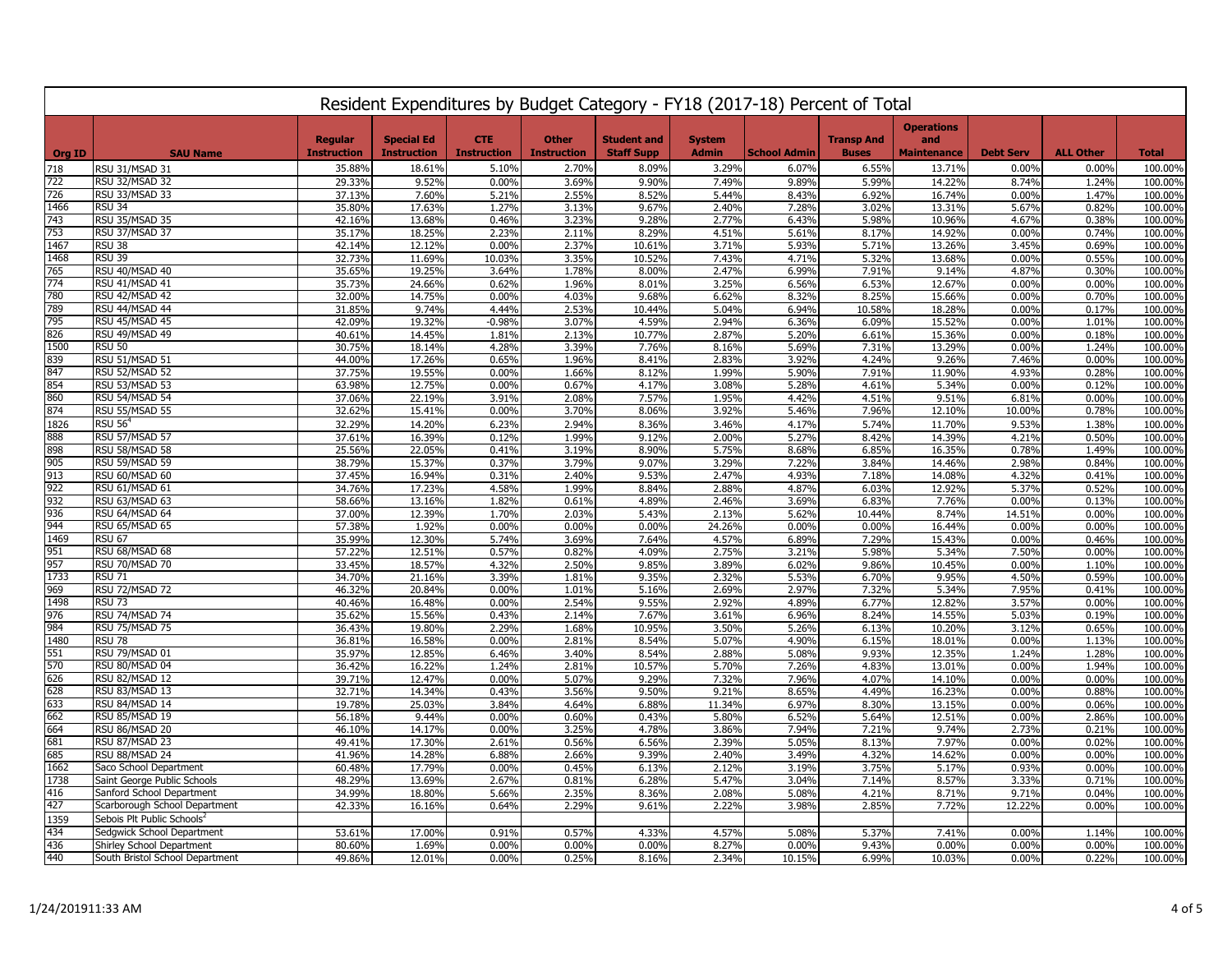# Resident Expenditures by Budget Category - FY18 (2017-18) Percent of Total

| Org ID | SAU Name | Regular Instruction | Special Ed Instruction | CTE Instruction | Other Instruction | Student and Staff Supp | System Admin | School Admin | Transp And Buses | Operations and Maintenance | Debt Serv | ALL Other | Total |
|---|---|---|---|---|---|---|---|---|---|---|---|---|---|
| 718 | RSU 31/MSAD 31 | 35.88% | 18.61% | 5.10% | 2.70% | 8.09% | 3.29% | 6.07% | 6.55% | 13.71% | 0.00% | 0.00% | 100.00% |
| 722 | RSU 32/MSAD 32 | 29.33% | 9.52% | 0.00% | 3.69% | 9.90% | 7.49% | 9.89% | 5.99% | 14.22% | 8.74% | 1.24% | 100.00% |
| 726 | RSU 33/MSAD 33 | 37.13% | 7.60% | 5.21% | 2.55% | 8.52% | 5.44% | 8.43% | 6.92% | 16.74% | 0.00% | 1.47% | 100.00% |
| 1466 | RSU 34 | 35.80% | 17.63% | 1.27% | 3.13% | 9.67% | 2.40% | 7.28% | 3.02% | 13.31% | 5.67% | 0.82% | 100.00% |
| 743 | RSU 35/MSAD 35 | 42.16% | 13.68% | 0.46% | 3.23% | 9.28% | 2.77% | 6.43% | 5.98% | 10.96% | 4.67% | 0.38% | 100.00% |
| 753 | RSU 37/MSAD 37 | 35.17% | 18.25% | 2.23% | 2.11% | 8.29% | 4.51% | 5.61% | 8.17% | 14.92% | 0.00% | 0.74% | 100.00% |
| 1467 | RSU 38 | 42.14% | 12.12% | 0.00% | 2.37% | 10.61% | 3.71% | 5.93% | 5.71% | 13.26% | 3.45% | 0.69% | 100.00% |
| 1468 | RSU 39 | 32.73% | 11.69% | 10.03% | 3.35% | 10.52% | 7.43% | 4.71% | 5.32% | 13.68% | 0.00% | 0.55% | 100.00% |
| 765 | RSU 40/MSAD 40 | 35.65% | 19.25% | 3.64% | 1.78% | 8.00% | 2.47% | 6.99% | 7.91% | 9.14% | 4.87% | 0.30% | 100.00% |
| 774 | RSU 41/MSAD 41 | 35.73% | 24.66% | 0.62% | 1.96% | 8.01% | 3.25% | 6.56% | 6.53% | 12.67% | 0.00% | 0.00% | 100.00% |
| 780 | RSU 42/MSAD 42 | 32.00% | 14.75% | 0.00% | 4.03% | 9.68% | 6.62% | 8.32% | 8.25% | 15.66% | 0.00% | 0.70% | 100.00% |
| 789 | RSU 44/MSAD 44 | 31.85% | 9.74% | 4.44% | 2.53% | 10.44% | 5.04% | 6.94% | 10.58% | 18.28% | 0.00% | 0.17% | 100.00% |
| 795 | RSU 45/MSAD 45 | 42.09% | 19.32% | -0.98% | 3.07% | 4.59% | 2.94% | 6.36% | 6.09% | 15.52% | 0.00% | 1.01% | 100.00% |
| 826 | RSU 49/MSAD 49 | 40.61% | 14.45% | 1.81% | 2.13% | 10.77% | 2.87% | 5.20% | 6.61% | 15.36% | 0.00% | 0.18% | 100.00% |
| 1500 | RSU 50 | 30.75% | 18.14% | 4.28% | 3.39% | 7.76% | 8.16% | 5.69% | 7.31% | 13.29% | 0.00% | 1.24% | 100.00% |
| 839 | RSU 51/MSAD 51 | 44.00% | 17.26% | 0.65% | 1.96% | 8.41% | 2.83% | 3.92% | 4.24% | 9.26% | 7.46% | 0.00% | 100.00% |
| 847 | RSU 52/MSAD 52 | 37.75% | 19.55% | 0.00% | 1.66% | 8.12% | 1.99% | 5.90% | 7.91% | 11.90% | 4.93% | 0.28% | 100.00% |
| 854 | RSU 53/MSAD 53 | 63.98% | 12.75% | 0.00% | 0.67% | 4.17% | 3.08% | 5.28% | 4.61% | 5.34% | 0.00% | 0.12% | 100.00% |
| 860 | RSU 54/MSAD 54 | 37.06% | 22.19% | 3.91% | 2.08% | 7.57% | 1.95% | 4.42% | 4.51% | 9.51% | 6.81% | 0.00% | 100.00% |
| 874 | RSU 55/MSAD 55 | 32.62% | 15.41% | 0.00% | 3.70% | 8.06% | 3.92% | 5.46% | 7.96% | 12.10% | 10.00% | 0.78% | 100.00% |
| 1826 | RSU 56[4] | 32.29% | 14.20% | 6.23% | 2.94% | 8.36% | 3.46% | 4.17% | 5.74% | 11.70% | 9.53% | 1.38% | 100.00% |
| 888 | RSU 57/MSAD 57 | 37.61% | 16.39% | 0.12% | 1.99% | 9.12% | 2.00% | 5.27% | 8.42% | 14.39% | 4.21% | 0.50% | 100.00% |
| 898 | RSU 58/MSAD 58 | 25.56% | 22.05% | 0.41% | 3.19% | 8.90% | 5.75% | 8.68% | 6.85% | 16.35% | 0.78% | 1.49% | 100.00% |
| 905 | RSU 59/MSAD 59 | 38.79% | 15.37% | 0.37% | 3.79% | 9.07% | 3.29% | 7.22% | 3.84% | 14.46% | 2.98% | 0.84% | 100.00% |
| 913 | RSU 60/MSAD 60 | 37.45% | 16.94% | 0.31% | 2.40% | 9.53% | 2.47% | 4.93% | 7.18% | 14.08% | 4.32% | 0.41% | 100.00% |
| 922 | RSU 61/MSAD 61 | 34.76% | 17.23% | 4.58% | 1.99% | 8.84% | 2.88% | 4.87% | 6.03% | 12.92% | 5.37% | 0.52% | 100.00% |
| 932 | RSU 63/MSAD 63 | 58.66% | 13.16% | 1.82% | 0.61% | 4.89% | 2.46% | 3.69% | 6.83% | 7.76% | 0.00% | 0.13% | 100.00% |
| 936 | RSU 64/MSAD 64 | 37.00% | 12.39% | 1.70% | 2.03% | 5.43% | 2.13% | 5.62% | 10.44% | 8.74% | 14.51% | 0.00% | 100.00% |
| 944 | RSU 65/MSAD 65 | 57.38% | 1.92% | 0.00% | 0.00% | 0.00% | 24.26% | 0.00% | 0.00% | 16.44% | 0.00% | 0.00% | 100.00% |
| 1469 | RSU 67 | 35.99% | 12.30% | 5.74% | 3.69% | 7.64% | 4.57% | 6.89% | 7.29% | 15.43% | 0.00% | 0.46% | 100.00% |
| 951 | RSU 68/MSAD 68 | 57.22% | 12.51% | 0.57% | 0.82% | 4.09% | 2.75% | 3.21% | 5.98% | 5.34% | 7.50% | 0.00% | 100.00% |
| 957 | RSU 70/MSAD 70 | 33.45% | 18.57% | 4.32% | 2.50% | 9.85% | 3.89% | 6.02% | 9.86% | 10.45% | 0.00% | 1.10% | 100.00% |
| 1733 | RSU 71 | 34.70% | 21.16% | 3.39% | 1.81% | 9.35% | 2.32% | 5.53% | 6.70% | 9.95% | 4.50% | 0.59% | 100.00% |
| 969 | RSU 72/MSAD 72 | 46.32% | 20.84% | 0.00% | 1.01% | 5.16% | 2.69% | 2.97% | 7.32% | 5.34% | 7.95% | 0.41% | 100.00% |
| 1498 | RSU 73 | 40.46% | 16.48% | 0.00% | 2.54% | 9.55% | 2.92% | 4.89% | 6.77% | 12.82% | 3.57% | 0.00% | 100.00% |
| 976 | RSU 74/MSAD 74 | 35.62% | 15.56% | 0.43% | 2.14% | 7.67% | 3.61% | 6.96% | 8.24% | 14.55% | 5.03% | 0.19% | 100.00% |
| 984 | RSU 75/MSAD 75 | 36.43% | 19.80% | 2.29% | 1.68% | 10.95% | 3.50% | 5.26% | 6.13% | 10.20% | 3.12% | 0.65% | 100.00% |
| 1480 | RSU 78 | 36.81% | 16.58% | 0.00% | 2.81% | 8.54% | 5.07% | 4.90% | 6.15% | 18.01% | 0.00% | 1.13% | 100.00% |
| 551 | RSU 79/MSAD 01 | 35.97% | 12.85% | 6.46% | 3.40% | 8.54% | 2.88% | 5.08% | 9.93% | 12.35% | 1.24% | 1.28% | 100.00% |
| 570 | RSU 80/MSAD 04 | 36.42% | 16.22% | 1.24% | 2.81% | 10.57% | 5.70% | 7.26% | 4.83% | 13.01% | 0.00% | 1.94% | 100.00% |
| 626 | RSU 82/MSAD 12 | 39.71% | 12.47% | 0.00% | 5.07% | 9.29% | 7.32% | 7.96% | 4.07% | 14.10% | 0.00% | 0.00% | 100.00% |
| 628 | RSU 83/MSAD 13 | 32.71% | 14.34% | 0.43% | 3.56% | 9.50% | 9.21% | 8.65% | 4.49% | 16.23% | 0.00% | 0.88% | 100.00% |
| 633 | RSU 84/MSAD 14 | 19.78% | 25.03% | 3.84% | 4.64% | 6.88% | 11.34% | 6.97% | 8.30% | 13.15% | 0.00% | 0.06% | 100.00% |
| 662 | RSU 85/MSAD 19 | 56.18% | 9.44% | 0.00% | 0.60% | 0.43% | 5.80% | 6.52% | 5.64% | 12.51% | 0.00% | 2.86% | 100.00% |
| 664 | RSU 86/MSAD 20 | 46.10% | 14.17% | 0.00% | 3.25% | 4.78% | 3.86% | 7.94% | 7.21% | 9.74% | 2.73% | 0.21% | 100.00% |
| 681 | RSU 87/MSAD 23 | 49.41% | 17.30% | 2.61% | 0.56% | 6.56% | 2.39% | 5.05% | 8.13% | 7.97% | 0.00% | 0.02% | 100.00% |
| 685 | RSU 88/MSAD 24 | 41.96% | 14.28% | 6.88% | 2.66% | 9.39% | 2.40% | 3.49% | 4.32% | 14.62% | 0.00% | 0.00% | 100.00% |
| 1662 | Saco School Department | 60.48% | 17.79% | 0.00% | 0.45% | 6.13% | 2.12% | 3.19% | 3.75% | 5.17% | 0.93% | 0.00% | 100.00% |
| 1738 | Saint George Public Schools | 48.29% | 13.69% | 2.67% | 0.81% | 6.28% | 5.47% | 3.04% | 7.14% | 8.57% | 3.33% | 0.71% | 100.00% |
| 416 | Sanford School Department | 34.99% | 18.80% | 5.66% | 2.35% | 8.36% | 2.08% | 5.08% | 4.21% | 8.71% | 9.71% | 0.04% | 100.00% |
| 427 | Scarborough School Department | 42.33% | 16.16% | 0.64% | 2.29% | 9.61% | 2.22% | 3.98% | 2.85% | 7.72% | 12.22% | 0.00% | 100.00% |
| 1359 | Sebois Plt Public Schools[2] | | | | | | | | | | | | |
| 434 | Sedgwick School Department | 53.61% | 17.00% | 0.91% | 0.57% | 4.33% | 4.57% | 5.08% | 5.37% | 7.41% | 0.00% | 1.14% | 100.00% |
| 436 | Shirley School Department | 80.60% | 1.69% | 0.00% | 0.00% | 0.00% | 8.27% | 0.00% | 9.43% | 0.00% | 0.00% | 0.00% | 100.00% |
| 440 | South Bristol School Department | 49.86% | 12.01% | 0.00% | 0.25% | 8.16% | 2.34% | 10.15% | 6.99% | 10.03% | 0.00% | 0.22% | 100.00% |

1/24/201911:33 AM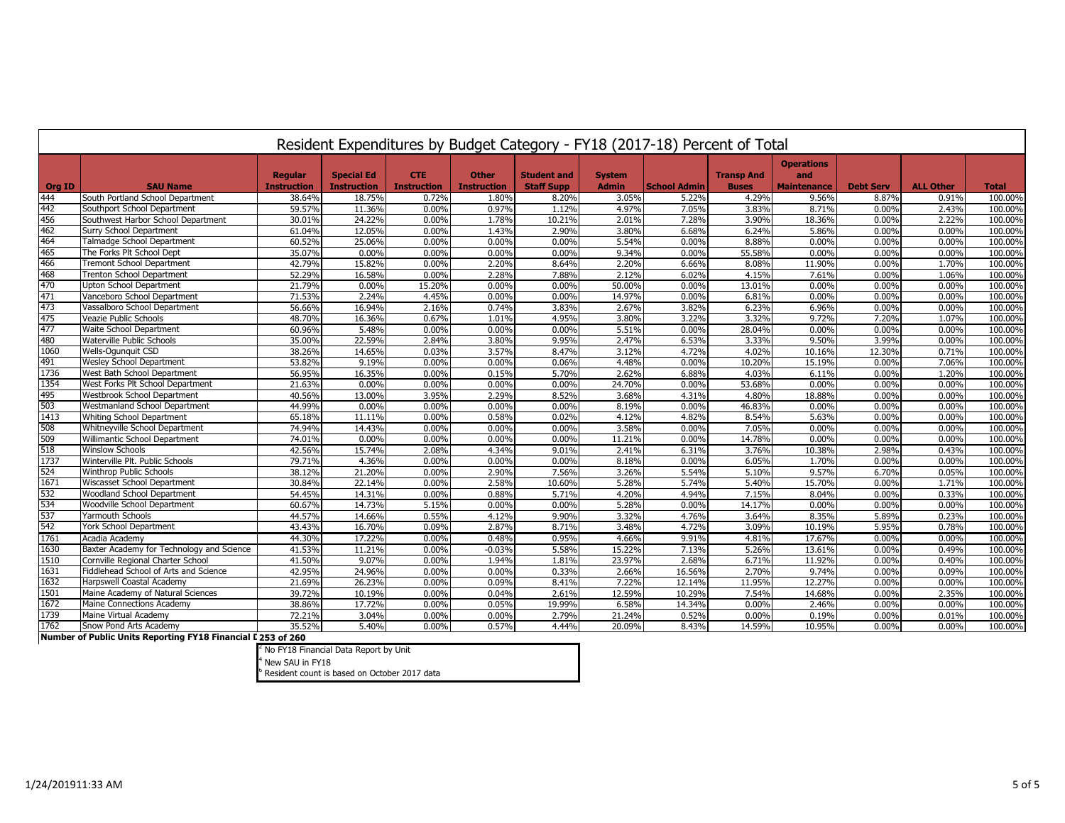## Resident Expenditures by Budget Category - FY18 (2017-18) Percent of Total

| Org ID | SAU Name | Regular Instruction | Special Ed Instruction | CTE Instruction | Other Instruction | Student and Staff Supp | System Admin | School Admin | Transp And Buses | Operations and Maintenance | Debt Serv | ALL Other | Total |
|---|---|---|---|---|---|---|---|---|---|---|---|---|---|
| 444 | South Portland School Department | 38.64% | 18.75% | 0.72% | 1.80% | 8.20% | 3.05% | 5.22% | 4.29% | 9.56% | 8.87% | 0.91% | 100.00% |
| 442 | Southport School Department | 59.57% | 11.36% | 0.00% | 0.97% | 1.12% | 4.97% | 7.05% | 3.83% | 8.71% | 0.00% | 2.43% | 100.00% |
| 456 | Southwest Harbor School Department | 30.01% | 24.22% | 0.00% | 1.78% | 10.21% | 2.01% | 7.28% | 3.90% | 18.36% | 0.00% | 2.22% | 100.00% |
| 462 | Surry School Department | 61.04% | 12.05% | 0.00% | 1.43% | 2.90% | 3.80% | 6.68% | 6.24% | 5.86% | 0.00% | 0.00% | 100.00% |
| 464 | Talmadge School Department | 60.52% | 25.06% | 0.00% | 0.00% | 0.00% | 5.54% | 0.00% | 8.88% | 0.00% | 0.00% | 0.00% | 100.00% |
| 465 | The Forks Plt School Dept | 35.07% | 0.00% | 0.00% | 0.00% | 0.00% | 9.34% | 0.00% | 55.58% | 0.00% | 0.00% | 0.00% | 100.00% |
| 466 | Tremont School Department | 42.79% | 15.82% | 0.00% | 2.20% | 8.64% | 2.20% | 6.66% | 8.08% | 11.90% | 0.00% | 1.70% | 100.00% |
| 468 | Trenton School Department | 52.29% | 16.58% | 0.00% | 2.28% | 7.88% | 2.12% | 6.02% | 4.15% | 7.61% | 0.00% | 1.06% | 100.00% |
| 470 | Upton School Department | 21.79% | 0.00% | 15.20% | 0.00% | 0.00% | 50.00% | 0.00% | 13.01% | 0.00% | 0.00% | 0.00% | 100.00% |
| 471 | Vanceboro School Department | 71.53% | 2.24% | 4.45% | 0.00% | 0.00% | 14.97% | 0.00% | 6.81% | 0.00% | 0.00% | 0.00% | 100.00% |
| 473 | Vassalboro School Department | 56.66% | 16.94% | 2.16% | 0.74% | 3.83% | 2.67% | 3.82% | 6.23% | 6.96% | 0.00% | 0.00% | 100.00% |
| 475 | Veazie Public Schools | 48.70% | 16.36% | 0.67% | 1.01% | 4.95% | 3.80% | 3.22% | 3.32% | 9.72% | 7.20% | 1.07% | 100.00% |
| 477 | Waite School Department | 60.96% | 5.48% | 0.00% | 0.00% | 0.00% | 5.51% | 0.00% | 28.04% | 0.00% | 0.00% | 0.00% | 100.00% |
| 480 | Waterville Public Schools | 35.00% | 22.59% | 2.84% | 3.80% | 9.95% | 2.47% | 6.53% | 3.33% | 9.50% | 3.99% | 0.00% | 100.00% |
| 1060 | Wells-Ogunquit CSD | 38.26% | 14.65% | 0.03% | 3.57% | 8.47% | 3.12% | 4.72% | 4.02% | 10.16% | 12.30% | 0.71% | 100.00% |
| 491 | Wesley School Department | 53.82% | 9.19% | 0.00% | 0.00% | 0.06% | 4.48% | 0.00% | 10.20% | 15.19% | 0.00% | 7.06% | 100.00% |
| 1736 | West Bath School Department | 56.95% | 16.35% | 0.00% | 0.15% | 5.70% | 2.62% | 6.88% | 4.03% | 6.11% | 0.00% | 1.20% | 100.00% |
| 1354 | West Forks Plt School Department | 21.63% | 0.00% | 0.00% | 0.00% | 0.00% | 24.70% | 0.00% | 53.68% | 0.00% | 0.00% | 0.00% | 100.00% |
| 495 | Westbrook School Department | 40.56% | 13.00% | 3.95% | 2.29% | 8.52% | 3.68% | 4.31% | 4.80% | 18.88% | 0.00% | 0.00% | 100.00% |
| 503 | Westmanland School Department | 44.99% | 0.00% | 0.00% | 0.00% | 0.00% | 8.19% | 0.00% | 46.83% | 0.00% | 0.00% | 0.00% | 100.00% |
| 1413 | Whiting School Department | 65.18% | 11.11% | 0.00% | 0.58% | 0.02% | 4.12% | 4.82% | 8.54% | 5.63% | 0.00% | 0.00% | 100.00% |
| 508 | Whitneyville School Department | 74.94% | 14.43% | 0.00% | 0.00% | 0.00% | 3.58% | 0.00% | 7.05% | 0.00% | 0.00% | 0.00% | 100.00% |
| 509 | Willimantic School Department | 74.01% | 0.00% | 0.00% | 0.00% | 0.00% | 11.21% | 0.00% | 14.78% | 0.00% | 0.00% | 0.00% | 100.00% |
| 518 | Winslow Schools | 42.56% | 15.74% | 2.08% | 4.34% | 9.01% | 2.41% | 6.31% | 3.76% | 10.38% | 2.98% | 0.43% | 100.00% |
| 1737 | Winterville Plt. Public Schools | 79.71% | 4.36% | 0.00% | 0.00% | 0.00% | 8.18% | 0.00% | 6.05% | 1.70% | 0.00% | 0.00% | 100.00% |
| 524 | Winthrop Public Schools | 38.12% | 21.20% | 0.00% | 2.90% | 7.56% | 3.26% | 5.54% | 5.10% | 9.57% | 6.70% | 0.05% | 100.00% |
| 1671 | Wiscasset School Department | 30.84% | 22.14% | 0.00% | 2.58% | 10.60% | 5.28% | 5.74% | 5.40% | 15.70% | 0.00% | 1.71% | 100.00% |
| 532 | Woodland School Department | 54.45% | 14.31% | 0.00% | 0.88% | 5.71% | 4.20% | 4.94% | 7.15% | 8.04% | 0.00% | 0.33% | 100.00% |
| 534 | Woodville School Department | 60.67% | 14.73% | 5.15% | 0.00% | 0.00% | 5.28% | 0.00% | 14.17% | 0.00% | 0.00% | 0.00% | 100.00% |
| 537 | Yarmouth Schools | 44.57% | 14.66% | 0.55% | 4.12% | 9.90% | 3.32% | 4.76% | 3.64% | 8.35% | 5.89% | 0.23% | 100.00% |
| 542 | York School Department | 43.43% | 16.70% | 0.09% | 2.87% | 8.71% | 3.48% | 4.72% | 3.09% | 10.19% | 5.95% | 0.78% | 100.00% |
| 1761 | Acadia Academy | 44.30% | 17.22% | 0.00% | 0.48% | 0.95% | 4.66% | 9.91% | 4.81% | 17.67% | 0.00% | 0.00% | 100.00% |
| 1630 | Baxter Academy for Technology and Science | 41.53% | 11.21% | 0.00% | -0.03% | 5.58% | 15.22% | 7.13% | 5.26% | 13.61% | 0.00% | 0.49% | 100.00% |
| 1510 | Cornville Regional Charter School | 41.50% | 9.07% | 0.00% | 1.94% | 1.81% | 23.97% | 2.68% | 6.71% | 11.92% | 0.00% | 0.40% | 100.00% |
| 1631 | Fiddlehead School of Arts and Science | 42.95% | 24.96% | 0.00% | 0.00% | 0.33% | 2.66% | 16.56% | 2.70% | 9.74% | 0.00% | 0.09% | 100.00% |
| 1632 | Harpswell Coastal Academy | 21.69% | 26.23% | 0.00% | 0.09% | 8.41% | 7.22% | 12.14% | 11.95% | 12.27% | 0.00% | 0.00% | 100.00% |
| 1501 | Maine Academy of Natural Sciences | 39.72% | 10.19% | 0.00% | 0.04% | 2.61% | 12.59% | 10.29% | 7.54% | 14.68% | 0.00% | 2.35% | 100.00% |
| 1672 | Maine Connections Academy | 38.86% | 17.72% | 0.00% | 0.05% | 19.99% | 6.58% | 14.34% | 0.00% | 2.46% | 0.00% | 0.00% | 100.00% |
| 1739 | Maine Virtual Academy | 72.21% | 3.04% | 0.00% | 0.00% | 2.79% | 21.24% | 0.52% | 0.00% | 0.19% | 0.00% | 0.01% | 100.00% |
| 1762 | Snow Pond Arts Academy | 35.52% | 5.40% | 0.00% | 0.57% | 4.44% | 20.09% | 8.43% | 14.59% | 10.95% | 0.00% | 0.00% | 100.00% |

**Number of Public Units Reporting FY18 Financial D 253 of 260**

[2] No FY18 Financial Data Report by Unit

[4] New SAU in FY18

[b] Resident count is based on October 2017 data

1/24/2019 11:33 AM